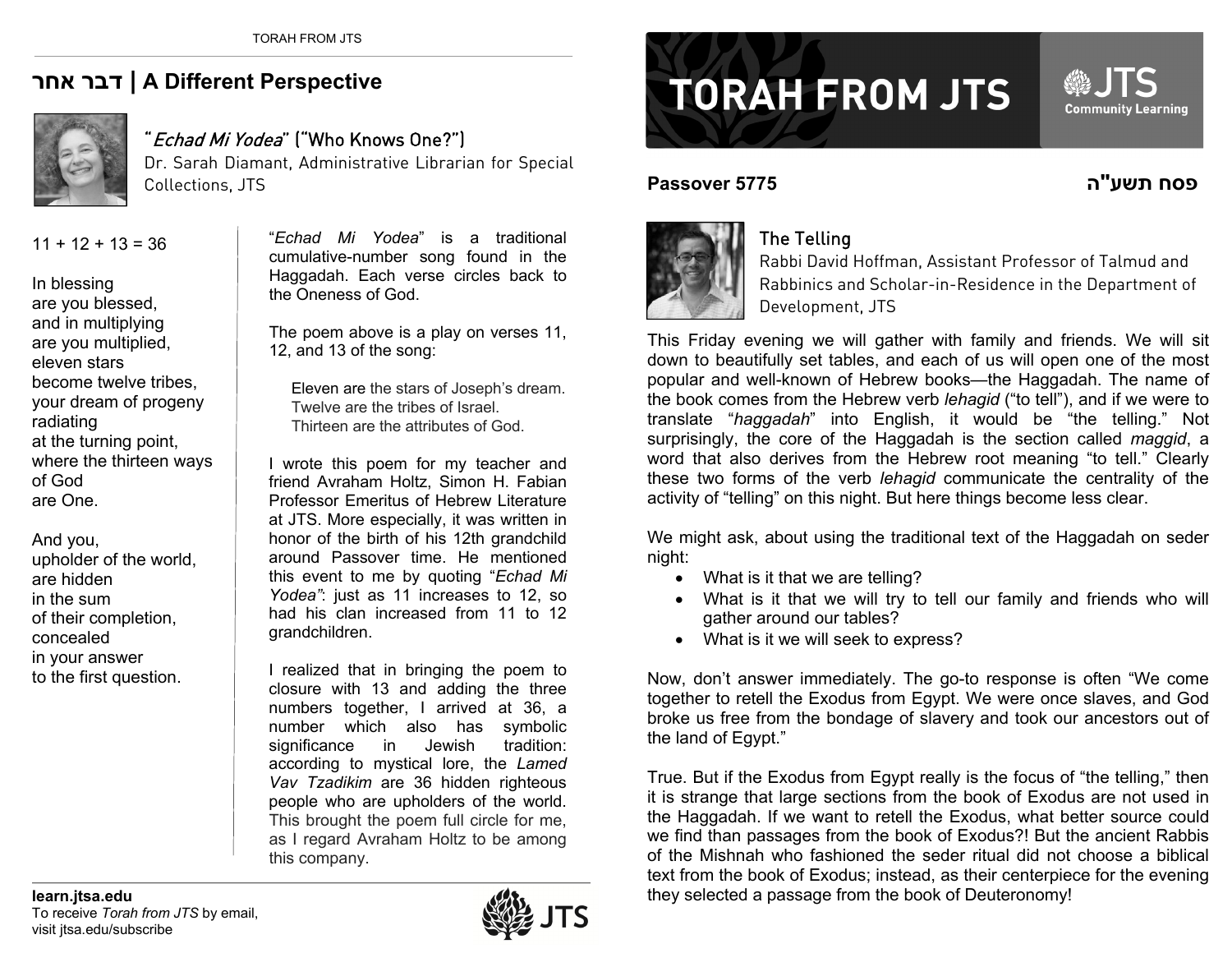# TORAH FROM JTS

**Passover 5775** **פסח תשע"ה**

## The Telling

Rabbi David Hoffman, Assistant Professor of Talmud and Rabbinics and Scholar-in-Residence in the Department of Development, JTS

This Friday evening we will gather with family and friends. We will sit down to beautifully set tables, and each of us will open one of the most popular and well-known of Hebrew books—the Haggadah. The name of the book comes from the Hebrew verb *lehagid* ("to tell"), and if we were to translate "*haggadah*" into English, it would be "the telling." Not surprisingly, the core of the Haggadah is the section called *maggid*, a word that also derives from the Hebrew root meaning "to tell." Clearly these two forms of the verb *lehagid* communicate the centrality of the activity of "telling" on this night. But here things become less clear.

We might ask, about using the traditional text of the Haggadah on seder night:

- What is it that we are telling?
- What is it that we will try to tell our family and friends who will gather around our tables?
- What is it we will seek to express?

Now, don't answer immediately. The go-to response is often "We come together to retell the Exodus from Egypt. We were once slaves, and God broke us free from the bondage of slavery and took our ancestors out of the land of Egypt."

True. But if the Exodus from Egypt really is the focus of "the telling," then it is strange that large sections from the book of Exodus are not used in the Haggadah. If we want to retell the Exodus, what better source could we find than passages from the book of Exodus?! But the ancient Rabbis of the Mishnah who fashioned the seder ritual did not choose a biblical text from the book of Exodus; instead, as their centerpiece for the evening they selected a passage from the book of Deuteronomy!

## דבר אחר | A Different Perspective

### "*Echad Mi Yodea*" ("Who Knows One?")

Dr. Sarah Diamant, Administrative Librarian for Special Collections, JTS

11 + 12 + 13 = 36

In blessing  
are you blessed,  
and in multiplying  
are you multiplied,  
eleven stars  
become twelve tribes,  
your dream of progeny  
radiating  
at the turning point,  
where the thirteen ways  
of God  
are One.

And you,  
upholder of the world,  
are hidden  
in the sum  
of their completion,  
concealed  
in your answer  
to the first question.

"*Echad Mi Yodea*" is a traditional cumulative-number song found in the Haggadah. Each verse circles back to the Oneness of God.

The poem above is a play on verses 11, 12, and 13 of the song:

> Eleven are the stars of Joseph's dream.  
> Twelve are the tribes of Israel.  
> Thirteen are the attributes of God.

I wrote this poem for my teacher and friend Avraham Holtz, Simon H. Fabian Professor Emeritus of Hebrew Literature at JTS. More especially, it was written in honor of the birth of his 12th grandchild around Passover time. He mentioned this event to me by quoting "*Echad Mi Yodea*": just as 11 increases to 12, so had his clan increased from 11 to 12 grandchildren.

I realized that in bringing the poem to closure with 13 and adding the three numbers together, I arrived at 36, a number which also has symbolic significance in Jewish tradition: according to mystical lore, the *Lamed Vav Tzadikim* are 36 hidden righteous people who are upholders of the world. This brought the poem full circle for me, as I regard Avraham Holtz to be among this company.

**learn.jtsa.edu**  
To receive *Torah from JTS* by email, visit jtsa.edu/subscribe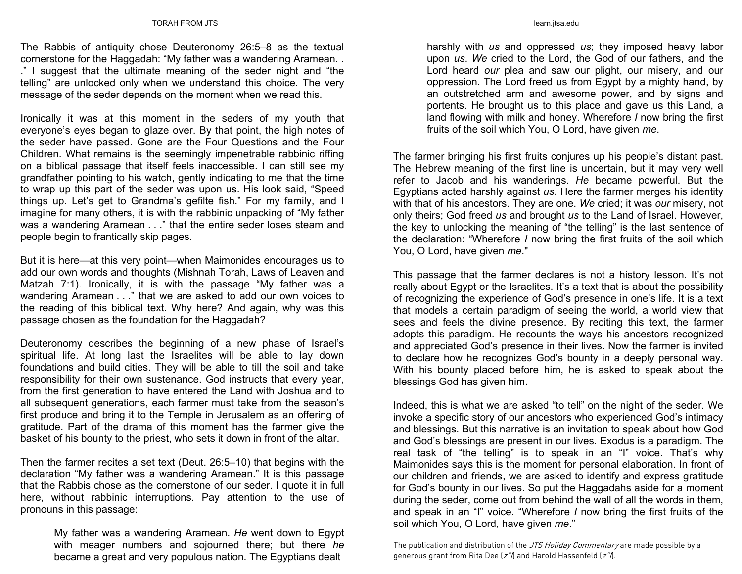The Rabbis of antiquity chose Deuteronomy 26:5–8 as the textual cornerstone for the Haggadah: "My father was a wandering Aramean. . ." I suggest that the ultimate meaning of the seder night and "the telling" are unlocked only when we understand this choice. The very message of the seder depends on the moment when we read this.

Ironically it was at this moment in the seders of my youth that everyone's eyes began to glaze over. By that point, the high notes of the seder have passed. Gone are the Four Questions and the Four Children. What remains is the seemingly impenetrable rabbinic riffing on a biblical passage that itself feels inaccessible. I can still see my grandfather pointing to his watch, gently indicating to me that the time to wrap up this part of the seder was upon us. His look said, "Speed things up. Let's get to Grandma's gefilte fish." For my family, and I imagine for many others, it is with the rabbinic unpacking of "My father was a wandering Aramean . . ." that the entire seder loses steam and people begin to frantically skip pages.

But it is here—at this very point—when Maimonides encourages us to add our own words and thoughts (Mishnah Torah, Laws of Leaven and Matzah 7:1). Ironically, it is with the passage "My father was a wandering Aramean . . ." that we are asked to add our own voices to the reading of this biblical text. Why here? And again, why was this passage chosen as the foundation for the Haggadah?

Deuteronomy describes the beginning of a new phase of Israel's spiritual life. At long last the Israelites will be able to lay down foundations and build cities. They will be able to till the soil and take responsibility for their own sustenance. God instructs that every year, from the first generation to have entered the Land with Joshua and to all subsequent generations, each farmer must take from the season's first produce and bring it to the Temple in Jerusalem as an offering of gratitude. Part of the drama of this moment has the farmer give the basket of his bounty to the priest, who sets it down in front of the altar.

Then the farmer recites a set text (Deut. 26:5–10) that begins with the declaration "My father was a wandering Aramean." It is this passage that the Rabbis chose as the cornerstone of our seder. I quote it in full here, without rabbinic interruptions. Pay attention to the use of pronouns in this passage:

> My father was a wandering Aramean. *He* went down to Egypt with meager numbers and sojourned there; but there *he* became a great and very populous nation. The Egyptians dealt harshly with *us* and oppressed *us*; they imposed heavy labor upon *us*. *We* cried to the Lord, the God of our fathers, and the Lord heard *our* plea and saw our plight, our misery, and our oppression. The Lord freed us from Egypt by a mighty hand, by an outstretched arm and awesome power, and by signs and portents. He brought us to this place and gave us this Land, a land flowing with milk and honey. Wherefore *I* now bring the first fruits of the soil which You, O Lord, have given *me*.

The farmer bringing his first fruits conjures up his people's distant past. The Hebrew meaning of the first line is uncertain, but it may very well refer to Jacob and his wanderings. *He* became powerful. But the Egyptians acted harshly against *us*. Here the farmer merges his identity with that of his ancestors. They are one. *We* cried; it was *our* misery, not only theirs; God freed *us* and brought *us* to the Land of Israel. However, the key to unlocking the meaning of "the telling" is the last sentence of the declaration: "Wherefore *I* now bring the first fruits of the soil which You, O Lord, have given *me*."

This passage that the farmer declares is not a history lesson. It's not really about Egypt or the Israelites. It's a text that is about the possibility of recognizing the experience of God's presence in one's life. It is a text that models a certain paradigm of seeing the world, a world view that sees and feels the divine presence. By reciting this text, the farmer adopts this paradigm. He recounts the ways his ancestors recognized and appreciated God's presence in their lives. Now the farmer is invited to declare how he recognizes God's bounty in a deeply personal way. With his bounty placed before him, he is asked to speak about the blessings God has given him.

Indeed, this is what we are asked "to tell" on the night of the seder. We invoke a specific story of our ancestors who experienced God's intimacy and blessings. But this narrative is an invitation to speak about how God and God's blessings are present in our lives. Exodus is a paradigm. The real task of "the telling" is to speak in an "I" voice. That's why Maimonides says this is the moment for personal elaboration. In front of our children and friends, we are asked to identify and express gratitude for God's bounty in our lives. So put the Haggadahs aside for a moment during the seder, come out from behind the wall of all the words in them, and speak in an "I" voice. "Wherefore *I* now bring the first fruits of the soil which You, O Lord, have given *me*."

The publication and distribution of the *JTS Holiday Commentary* are made possible by a generous grant from Rita Dee (*z"l*) and Harold Hassenfeld (*z"l*).